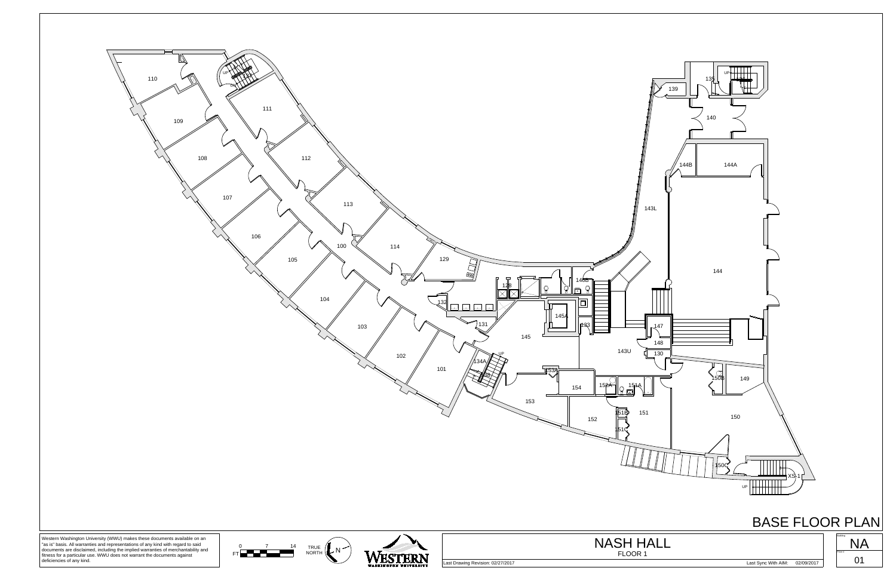# BASE FLOOR PLAN

110

109

108

107

106

105

104

103

102

101

100

111

112

113

114

129

128

132

131

133

134A

138

145

145A

146B

143U

143L

139

135

140

144B

144A

144

147

148

130

153A

154

152A

151A

153

152

151B

151

151C

150B

149

150

150C

XS-1

UP

DN

Western Washington University (WWU) makes these documents available on an "as is" basis. All warranties and representations of any kind with regard to said documents are disclaimed, including the implied warranties of merchantability and fitness for a particular use. WWU does not warrant the documents against deficiencies of any kind.

FT 0 7 14

TRUE NORTH N

WESTERN WASHINGTON UNIVERSITY

# NASH HALL

FLOOR 1

Last Drawing Revision: 02/27/2017

Last Sync With AIM: 02/09/2017

NA

01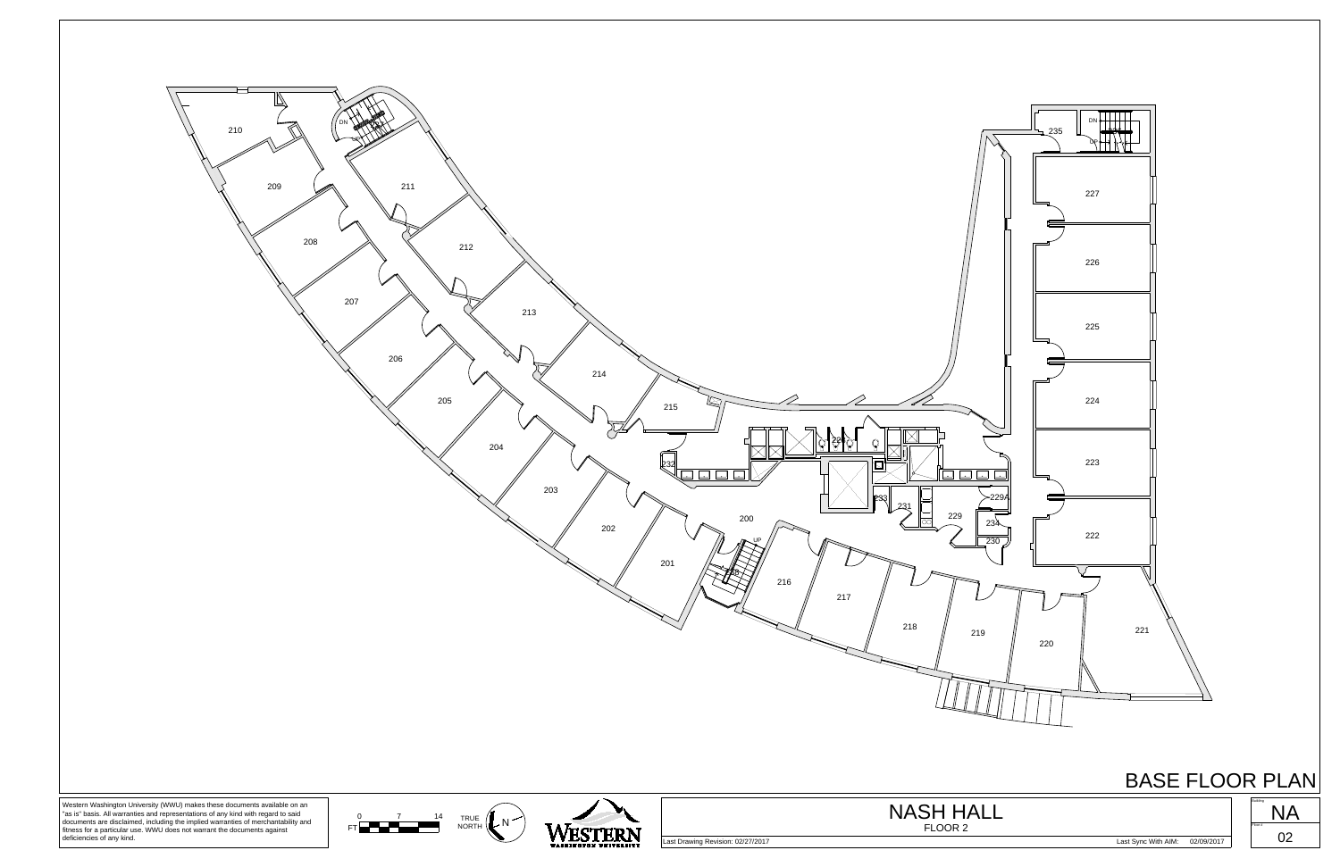# BASE FLOOR PLAN

210
209
211
208
212
207
213
206
214
205
215
204
232
228
203
200
233
231
229
229A
234
230
202
201
216
217
218
219
220
221
235
227
226
225
224
223
222

DN
UP

Western Washington University (WWU) makes these documents available on an "as is" basis. All warranties and representations of any kind with regard to said documents are disclaimed, including the implied warranties of merchantability and fitness for a particular use. WWU does not warrant the documents against deficiencies of any kind.

FT 0 7 14

TRUE NORTH N

WESTERN WASHINGTON UNIVERSITY

## NASH HALL

FLOOR 2

Last Drawing Revision: 02/27/2017

Last Sync With AIM: 02/09/2017

Building: NA

Floor: 02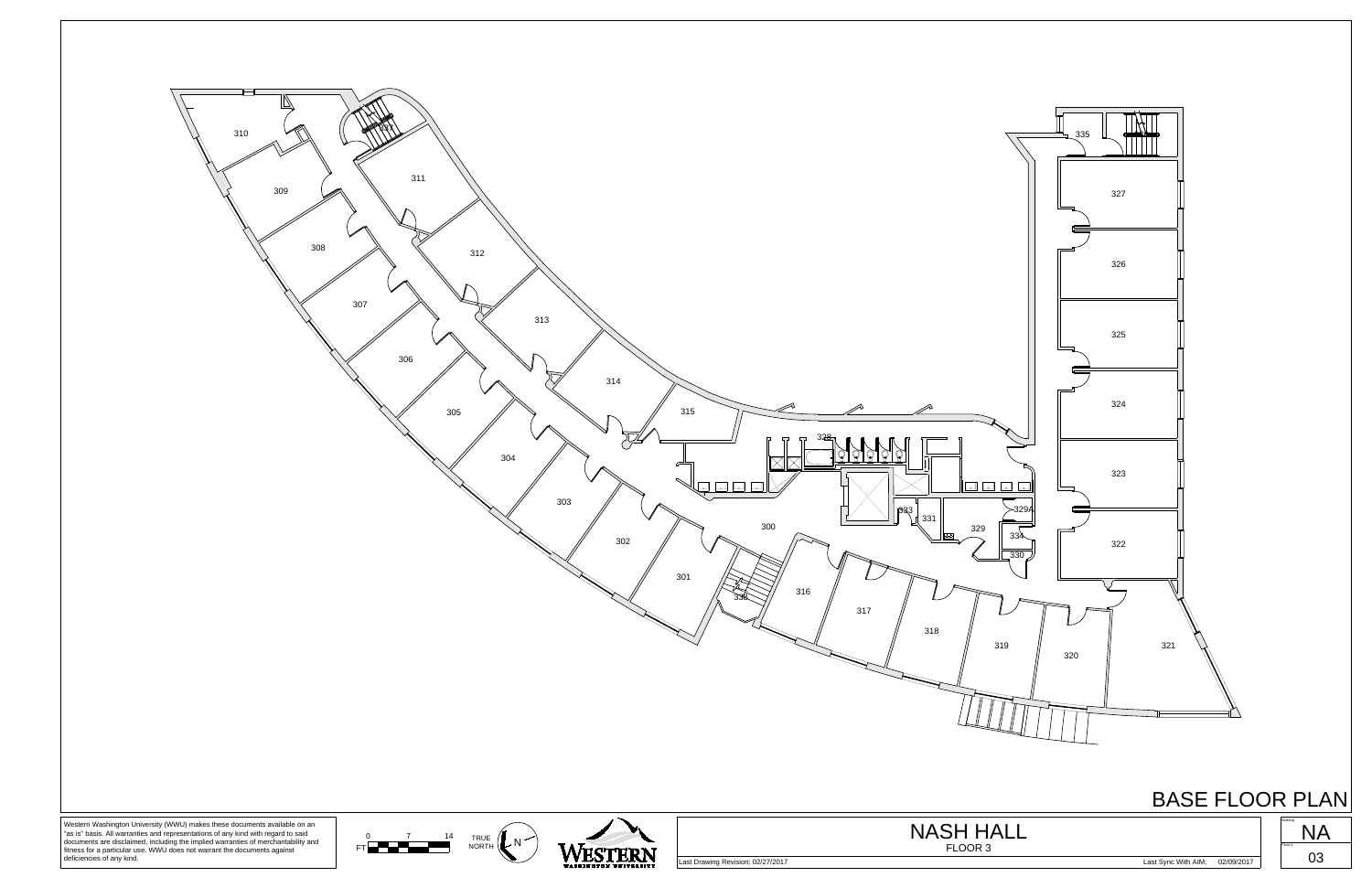# BASE FLOOR PLAN

310
309
308
307
306
305
304
303
302
301
311
312
313
314
315
316
317
318
319
320
321
322
323
324
325
326
327
335
300
328
329
329A
330
331
333
334
336

Western Washington University (WWU) makes these documents available on an "as is" basis. All warranties and representations of any kind with regard to said documents are disclaimed, including the implied warranties of merchantability and fitness for a particular use. WWU does not warrant the documents against deficiencies of any kind.

FT 0 7 14

TRUE NORTH N

WESTERN WASHINGTON UNIVERSITY

## NASH HALL

FLOOR 3

Last Drawing Revision: 02/27/2017

Last Sync With AIM: 02/09/2017

Building: NA

Floor #: 03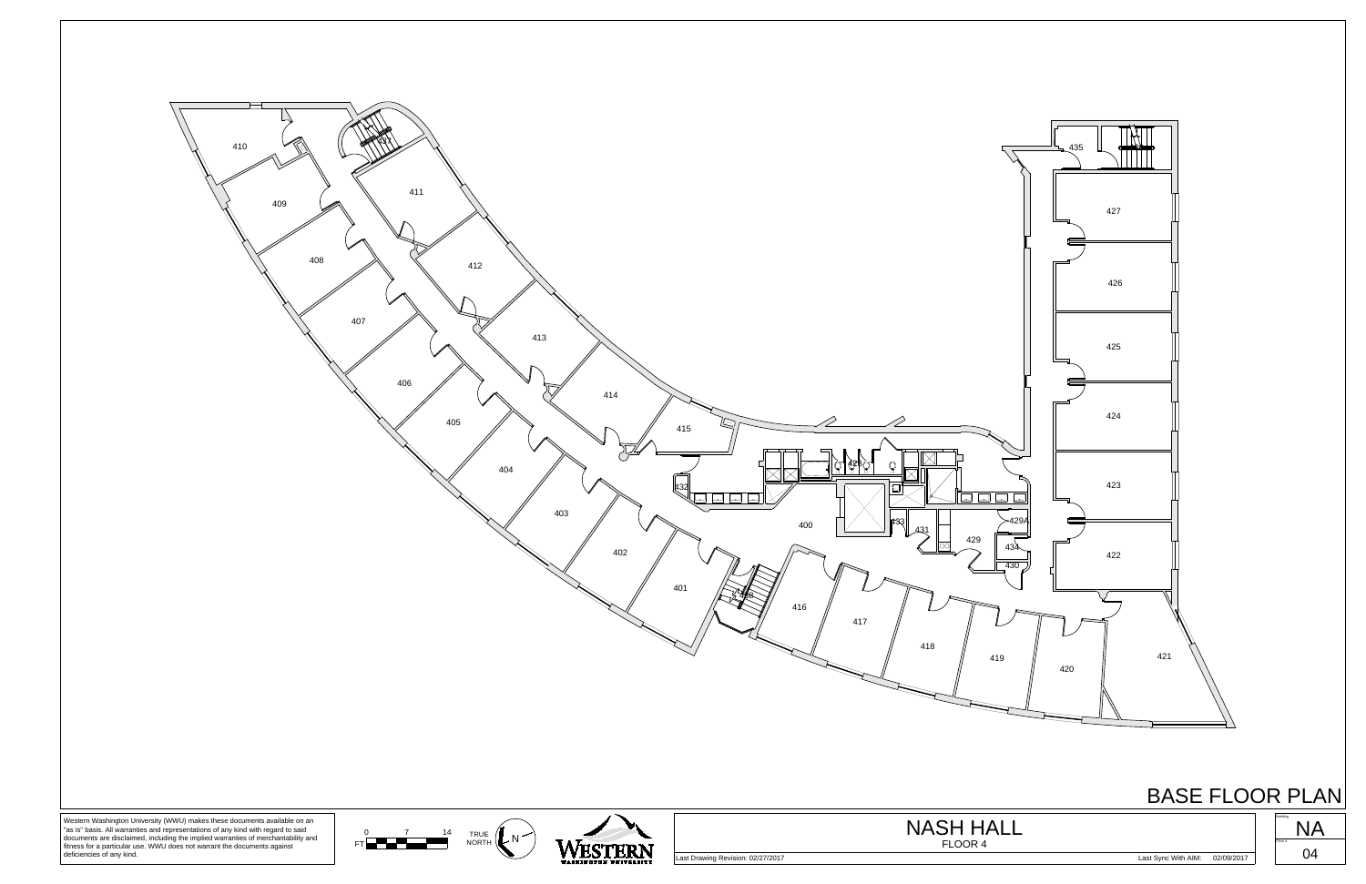# BASE FLOOR PLAN

400, 401, 402, 403, 404, 405, 406, 407, 408, 409, 410, 411, 412, 413, 414, 415, 416, 417, 418, 419, 420, 421, 422, 423, 424, 425, 426, 427, 428, 429, 429A, 430, 431, 432, 433, 434, 435

Western Washington University (WWU) makes these documents available on an "as is" basis. All warranties and representations of any kind with regard to said documents are disclaimed, including the implied warranties of merchantability and fitness for a particular use. WWU does not warrant the documents against deficiencies of any kind.

FT 0 7 14

TRUE NORTH N

WESTERN WASHINGTON UNIVERSITY

## NASH HALL

FLOOR 4

Last Drawing Revision: 02/27/2017

Last Sync With AIM: 02/09/2017

Building: NA

Floor: 04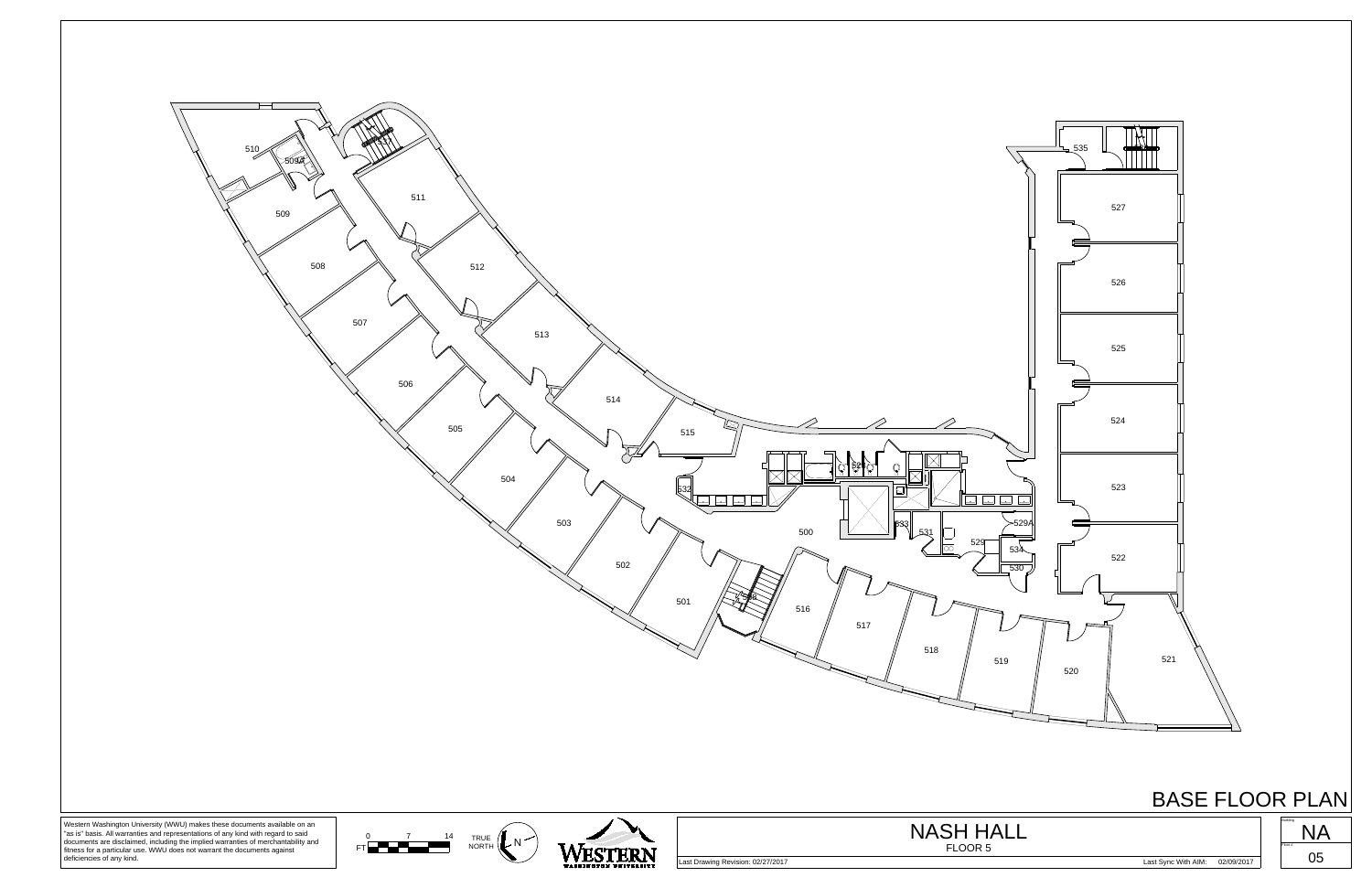# BASE FLOOR PLAN

500 501 502 503 504 505 506 507 508 509 509A 510 511 512 513 514 515 516 517 518 519 520 521 522 523 524 525 526 527 528 529 529A 530 531 532 533 534 535 536

Western Washington University (WWU) makes these documents available on an "as is" basis. All warranties and representations of any kind with regard to said documents are disclaimed, including the implied warranties of merchantability and fitness for a particular use. WWU does not warrant the documents against deficiencies of any kind.

FT 0 7 14

TRUE NORTH N

WESTERN WASHINGTON UNIVERSITY

## NASH HALL

FLOOR 5

Last Drawing Revision: 02/27/2017

Last Sync With AIM: 02/09/2017

Building: NA

Floor: 05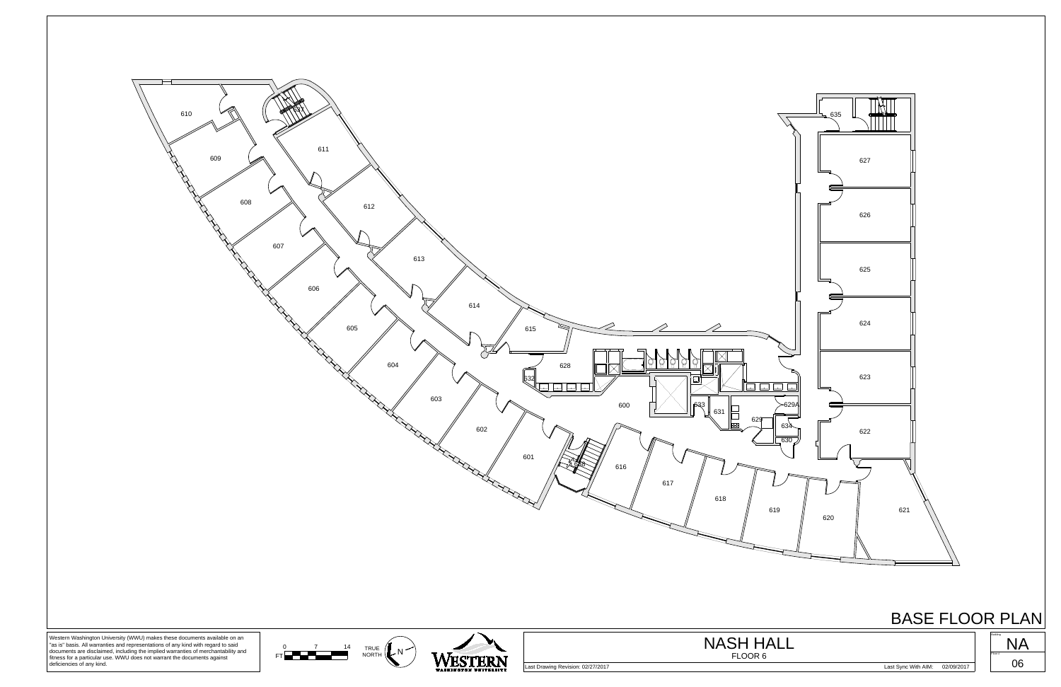# BASE FLOOR PLAN

610
609
608
607
606
605
604
603
602
601
611
612
613
614
615
628
632
600
633
631
629
629A
634
630
616
617
618
619
620
621
622
623
624
625
626
627
635

Western Washington University (WWU) makes these documents available on an "as is" basis. All warranties and representations of any kind with regard to said documents are disclaimed, including the implied warranties of merchantability and fitness for a particular use. WWU does not warrant the documents against deficiencies of any kind.

FT 0 7 14

TRUE NORTH N

WESTERN WASHINGTON UNIVERSITY

## NASH HALL

FLOOR 6

Last Drawing Revision: 02/27/2017

Last Sync With AIM: 02/09/2017

Building: NA

Floor #: 06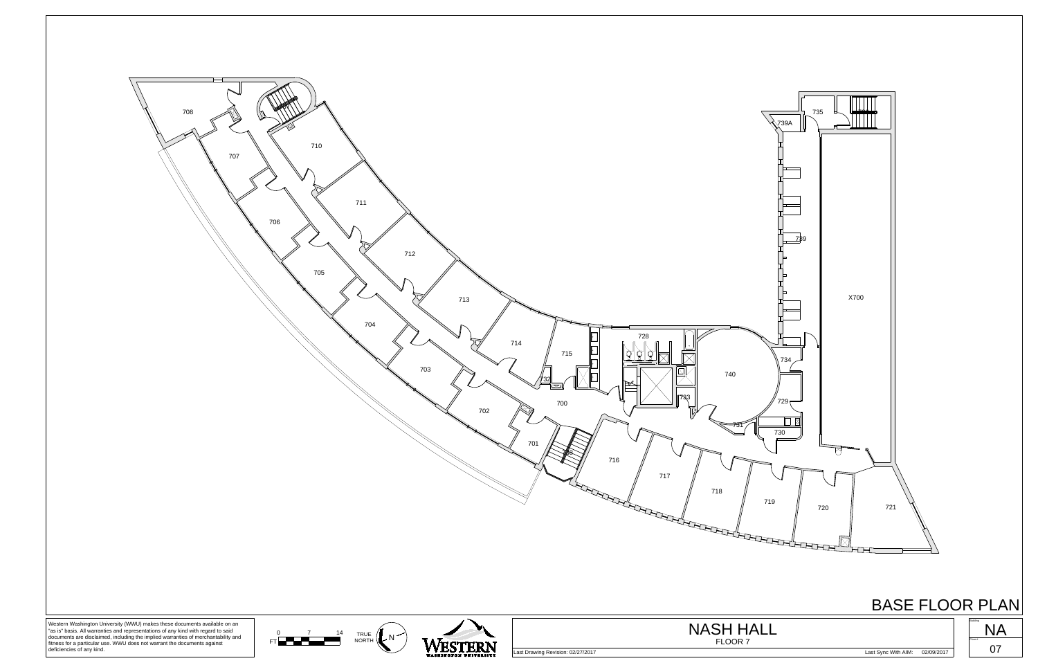708

707

710

711

706

712

705

713

704

714

715

703

732

728

740

734

729

733

731

730

700

702

701

736

716

717

718

719

720

721

735

739A

739

X700

# BASE FLOOR PLAN

Western Washington University (WWU) makes these documents available on an "as is" basis. All warranties and representations of any kind with regard to said documents are disclaimed, including the implied warranties of merchantability and fitness for a particular use. WWU does not warrant the documents against deficiencies of any kind.

FT 0 7 14

TRUE NORTH N

WESTERN WASHINGTON UNIVERSITY

## NASH HALL

FLOOR 7

Last Drawing Revision: 02/27/2017

Last Sync With AIM: 02/09/2017

Building NA

Floor # 07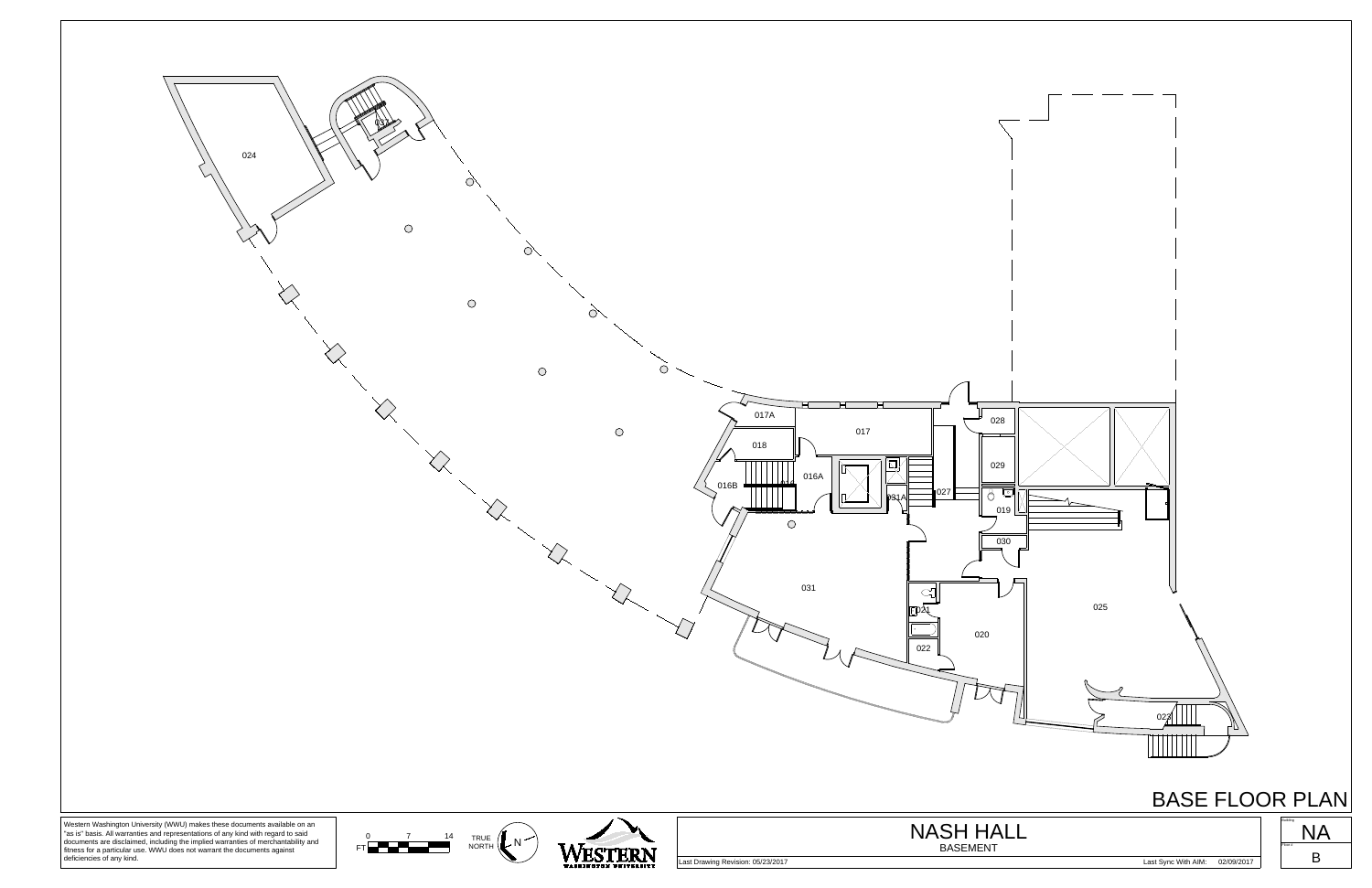# BASE FLOOR PLAN

024

017A

017

018

016A

016B

031A

027

028

029

019

030

031

021

020

022

025

023

Western Washington University (WWU) makes these documents available on an "as is" basis. All warranties and representations of any kind with regard to said documents are disclaimed, including the implied warranties of merchantability and fitness for a particular use. WWU does not warrant the documents against deficiencies of any kind.

FT 0 7 14

TRUE NORTH N

WESTERN WASHINGTON UNIVERSITY

## NASH HALL

BASEMENT

Last Drawing Revision: 05/23/2017

Last Sync With AIM: 02/09/2017

Building: NA

Floor: B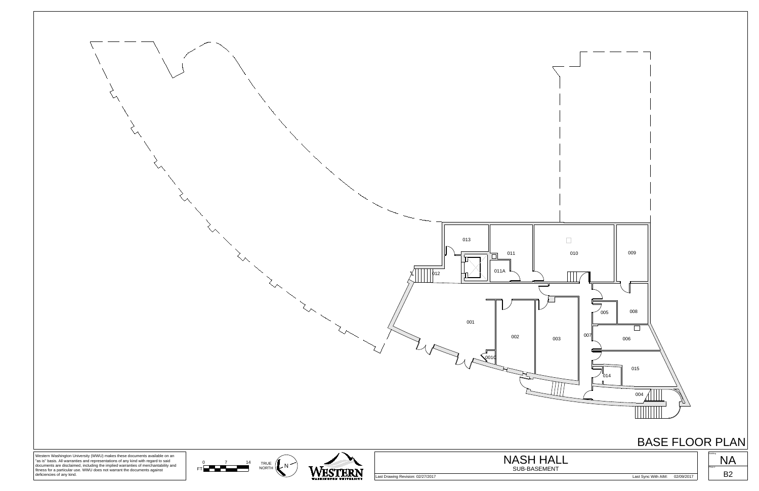013

011

010

009

011A

012

005

008

001

007

006

002

003

001C

015

014

004

# BASE FLOOR PLAN

Western Washington University (WWU) makes these documents available on an "as is" basis. All warranties and representations of any kind with regard to said documents are disclaimed, including the implied warranties of merchantability and fitness for a particular use. WWU does not warrant the documents against deficiencies of any kind.

0 7 14

FT

TRUE NORTH

N

WESTERN WASHINGTON UNIVERSITY

## NASH HALL

SUB-BASEMENT

Last Drawing Revision: 02/27/2017

Last Sync With AIM: 02/09/2017

Building

NA

Floor #

B2